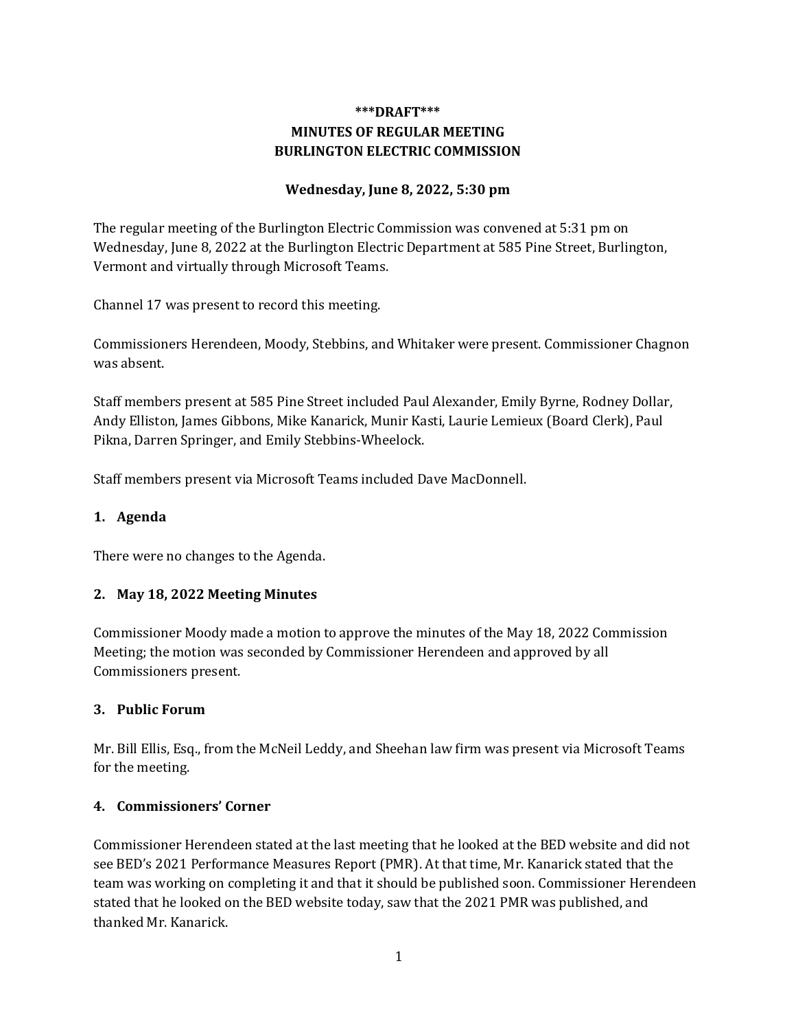**\*\*\*DRAFT\*\*\***

**MINUTES OF REGULAR MEETING**

**BURLINGTON ELECTRIC COMMISSION**

**Wednesday, June 8, 2022, 5:30 pm**

The regular meeting of the Burlington Electric Commission was convened at 5:31 pm on Wednesday, June 8, 2022 at the Burlington Electric Department at 585 Pine Street, Burlington, Vermont and virtually through Microsoft Teams.

Channel 17 was present to record this meeting.

Commissioners Herendeen, Moody, Stebbins, and Whitaker were present. Commissioner Chagnon was absent.

Staff members present at 585 Pine Street included Paul Alexander, Emily Byrne, Rodney Dollar, Andy Elliston, James Gibbons, Mike Kanarick, Munir Kasti, Laurie Lemieux (Board Clerk), Paul Pikna, Darren Springer, and Emily Stebbins-Wheelock.

Staff members present via Microsoft Teams included Dave MacDonnell.

## 1. Agenda

There were no changes to the Agenda.

## 2. May 18, 2022 Meeting Minutes

Commissioner Moody made a motion to approve the minutes of the May 18, 2022 Commission Meeting; the motion was seconded by Commissioner Herendeen and approved by all Commissioners present.

## 3. Public Forum

Mr. Bill Ellis, Esq., from the McNeil Leddy, and Sheehan law firm was present via Microsoft Teams for the meeting.

## 4. Commissioners' Corner

Commissioner Herendeen stated at the last meeting that he looked at the BED website and did not see BED's 2021 Performance Measures Report (PMR). At that time, Mr. Kanarick stated that the team was working on completing it and that it should be published soon. Commissioner Herendeen stated that he looked on the BED website today, saw that the 2021 PMR was published, and thanked Mr. Kanarick.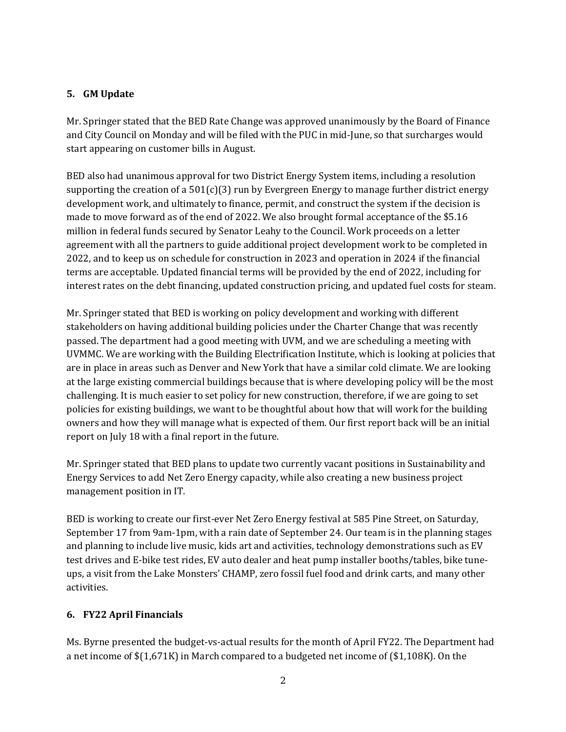### 5. GM Update

Mr. Springer stated that the BED Rate Change was approved unanimously by the Board of Finance and City Council on Monday and will be filed with the PUC in mid-June, so that surcharges would start appearing on customer bills in August.

BED also had unanimous approval for two District Energy System items, including a resolution supporting the creation of a 501(c)(3) run by Evergreen Energy to manage further district energy development work, and ultimately to finance, permit, and construct the system if the decision is made to move forward as of the end of 2022. We also brought formal acceptance of the $5.16 million in federal funds secured by Senator Leahy to the Council. Work proceeds on a letter agreement with all the partners to guide additional project development work to be completed in 2022, and to keep us on schedule for construction in 2023 and operation in 2024 if the financial terms are acceptable. Updated financial terms will be provided by the end of 2022, including for interest rates on the debt financing, updated construction pricing, and updated fuel costs for steam.

Mr. Springer stated that BED is working on policy development and working with different stakeholders on having additional building policies under the Charter Change that was recently passed. The department had a good meeting with UVM, and we are scheduling a meeting with UVMMC. We are working with the Building Electrification Institute, which is looking at policies that are in place in areas such as Denver and New York that have a similar cold climate. We are looking at the large existing commercial buildings because that is where developing policy will be the most challenging. It is much easier to set policy for new construction, therefore, if we are going to set policies for existing buildings, we want to be thoughtful about how that will work for the building owners and how they will manage what is expected of them. Our first report back will be an initial report on July 18 with a final report in the future.

Mr. Springer stated that BED plans to update two currently vacant positions in Sustainability and Energy Services to add Net Zero Energy capacity, while also creating a new business project management position in IT.

BED is working to create our first-ever Net Zero Energy festival at 585 Pine Street, on Saturday, September 17 from 9am-1pm, with a rain date of September 24. Our team is in the planning stages and planning to include live music, kids art and activities, technology demonstrations such as EV test drives and E-bike test rides, EV auto dealer and heat pump installer booths/tables, bike tune-ups, a visit from the Lake Monsters' CHAMP, zero fossil fuel food and drink carts, and many other activities.

### 6. FY22 April Financials

Ms. Byrne presented the budget-vs-actual results for the month of April FY22. The Department had a net income of $(1,671K) in March compared to a budgeted net income of ($1,108K). On the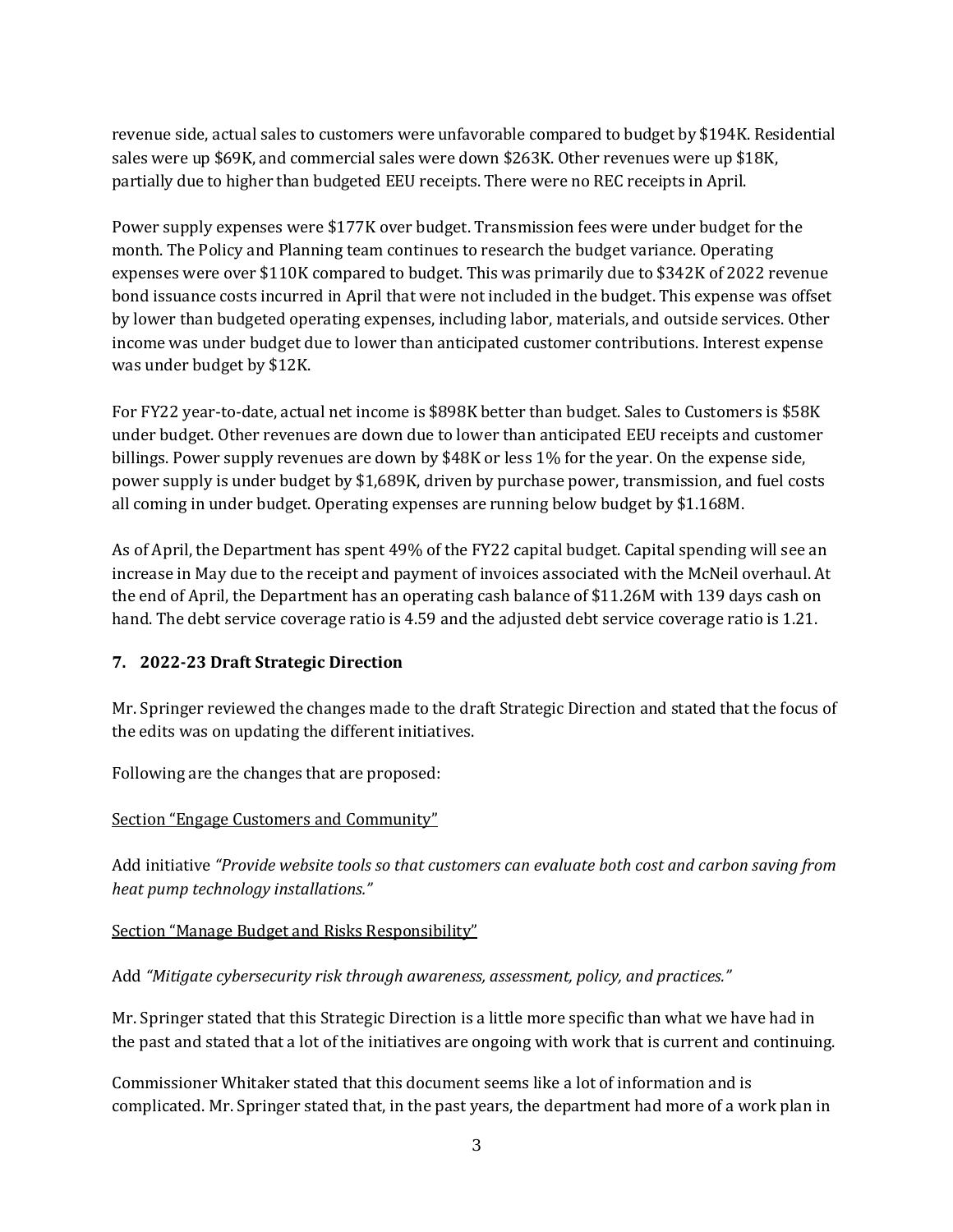revenue side, actual sales to customers were unfavorable compared to budget by $194K. Residential sales were up $69K, and commercial sales were down $263K. Other revenues were up $18K, partially due to higher than budgeted EEU receipts. There were no REC receipts in April.

Power supply expenses were $177K over budget. Transmission fees were under budget for the month. The Policy and Planning team continues to research the budget variance. Operating expenses were over $110K compared to budget. This was primarily due to $342K of 2022 revenue bond issuance costs incurred in April that were not included in the budget. This expense was offset by lower than budgeted operating expenses, including labor, materials, and outside services. Other income was under budget due to lower than anticipated customer contributions. Interest expense was under budget by $12K.

For FY22 year-to-date, actual net income is $898K better than budget. Sales to Customers is $58K under budget. Other revenues are down due to lower than anticipated EEU receipts and customer billings. Power supply revenues are down by $48K or less 1% for the year. On the expense side, power supply is under budget by $1,689K, driven by purchase power, transmission, and fuel costs all coming in under budget. Operating expenses are running below budget by $1.168M.

As of April, the Department has spent 49% of the FY22 capital budget. Capital spending will see an increase in May due to the receipt and payment of invoices associated with the McNeil overhaul. At the end of April, the Department has an operating cash balance of $11.26M with 139 days cash on hand. The debt service coverage ratio is 4.59 and the adjusted debt service coverage ratio is 1.21.

### 7. 2022-23 Draft Strategic Direction

Mr. Springer reviewed the changes made to the draft Strategic Direction and stated that the focus of the edits was on updating the different initiatives.

Following are the changes that are proposed:

<u>Section "Engage Customers and Community"</u>

Add initiative *"Provide website tools so that customers can evaluate both cost and carbon saving from heat pump technology installations."*

<u>Section "Manage Budget and Risks Responsibility"</u>

Add *"Mitigate cybersecurity risk through awareness, assessment, policy, and practices."*

Mr. Springer stated that this Strategic Direction is a little more specific than what we have had in the past and stated that a lot of the initiatives are ongoing with work that is current and continuing.

Commissioner Whitaker stated that this document seems like a lot of information and is complicated. Mr. Springer stated that, in the past years, the department had more of a work plan in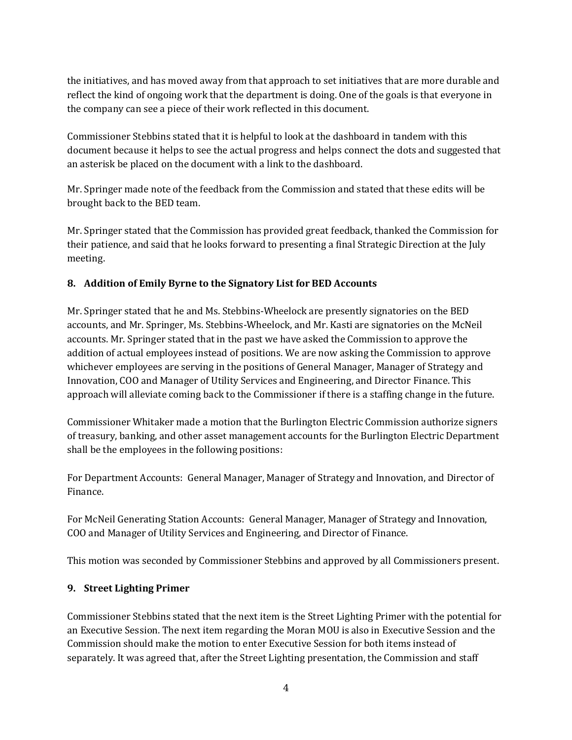the initiatives, and has moved away from that approach to set initiatives that are more durable and reflect the kind of ongoing work that the department is doing. One of the goals is that everyone in the company can see a piece of their work reflected in this document.

Commissioner Stebbins stated that it is helpful to look at the dashboard in tandem with this document because it helps to see the actual progress and helps connect the dots and suggested that an asterisk be placed on the document with a link to the dashboard.

Mr. Springer made note of the feedback from the Commission and stated that these edits will be brought back to the BED team.

Mr. Springer stated that the Commission has provided great feedback, thanked the Commission for their patience, and said that he looks forward to presenting a final Strategic Direction at the July meeting.

**8. Addition of Emily Byrne to the Signatory List for BED Accounts**

Mr. Springer stated that he and Ms. Stebbins-Wheelock are presently signatories on the BED accounts, and Mr. Springer, Ms. Stebbins-Wheelock, and Mr. Kasti are signatories on the McNeil accounts. Mr. Springer stated that in the past we have asked the Commission to approve the addition of actual employees instead of positions. We are now asking the Commission to approve whichever employees are serving in the positions of General Manager, Manager of Strategy and Innovation, COO and Manager of Utility Services and Engineering, and Director Finance. This approach will alleviate coming back to the Commissioner if there is a staffing change in the future.

Commissioner Whitaker made a motion that the Burlington Electric Commission authorize signers of treasury, banking, and other asset management accounts for the Burlington Electric Department shall be the employees in the following positions:

For Department Accounts: General Manager, Manager of Strategy and Innovation, and Director of Finance.

For McNeil Generating Station Accounts: General Manager, Manager of Strategy and Innovation, COO and Manager of Utility Services and Engineering, and Director of Finance.

This motion was seconded by Commissioner Stebbins and approved by all Commissioners present.

**9. Street Lighting Primer**

Commissioner Stebbins stated that the next item is the Street Lighting Primer with the potential for an Executive Session. The next item regarding the Moran MOU is also in Executive Session and the Commission should make the motion to enter Executive Session for both items instead of separately. It was agreed that, after the Street Lighting presentation, the Commission and staff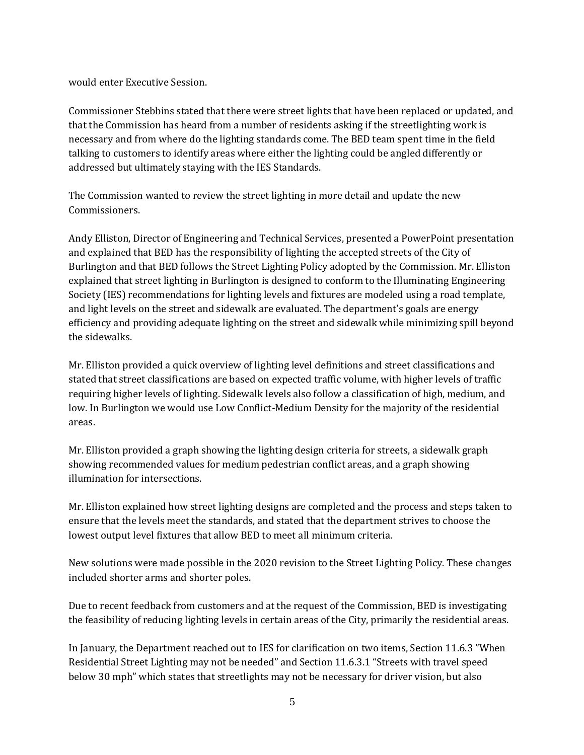would enter Executive Session.

Commissioner Stebbins stated that there were street lights that have been replaced or updated, and that the Commission has heard from a number of residents asking if the streetlighting work is necessary and from where do the lighting standards come. The BED team spent time in the field talking to customers to identify areas where either the lighting could be angled differently or addressed but ultimately staying with the IES Standards.

The Commission wanted to review the street lighting in more detail and update the new Commissioners.

Andy Elliston, Director of Engineering and Technical Services, presented a PowerPoint presentation and explained that BED has the responsibility of lighting the accepted streets of the City of Burlington and that BED follows the Street Lighting Policy adopted by the Commission. Mr. Elliston explained that street lighting in Burlington is designed to conform to the Illuminating Engineering Society (IES) recommendations for lighting levels and fixtures are modeled using a road template, and light levels on the street and sidewalk are evaluated. The department's goals are energy efficiency and providing adequate lighting on the street and sidewalk while minimizing spill beyond the sidewalks.

Mr. Elliston provided a quick overview of lighting level definitions and street classifications and stated that street classifications are based on expected traffic volume, with higher levels of traffic requiring higher levels of lighting. Sidewalk levels also follow a classification of high, medium, and low. In Burlington we would use Low Conflict-Medium Density for the majority of the residential areas.

Mr. Elliston provided a graph showing the lighting design criteria for streets, a sidewalk graph showing recommended values for medium pedestrian conflict areas, and a graph showing illumination for intersections.

Mr. Elliston explained how street lighting designs are completed and the process and steps taken to ensure that the levels meet the standards, and stated that the department strives to choose the lowest output level fixtures that allow BED to meet all minimum criteria.

New solutions were made possible in the 2020 revision to the Street Lighting Policy. These changes included shorter arms and shorter poles.

Due to recent feedback from customers and at the request of the Commission, BED is investigating the feasibility of reducing lighting levels in certain areas of the City, primarily the residential areas.

In January, the Department reached out to IES for clarification on two items, Section 11.6.3 "When Residential Street Lighting may not be needed" and Section 11.6.3.1 "Streets with travel speed below 30 mph" which states that streetlights may not be necessary for driver vision, but also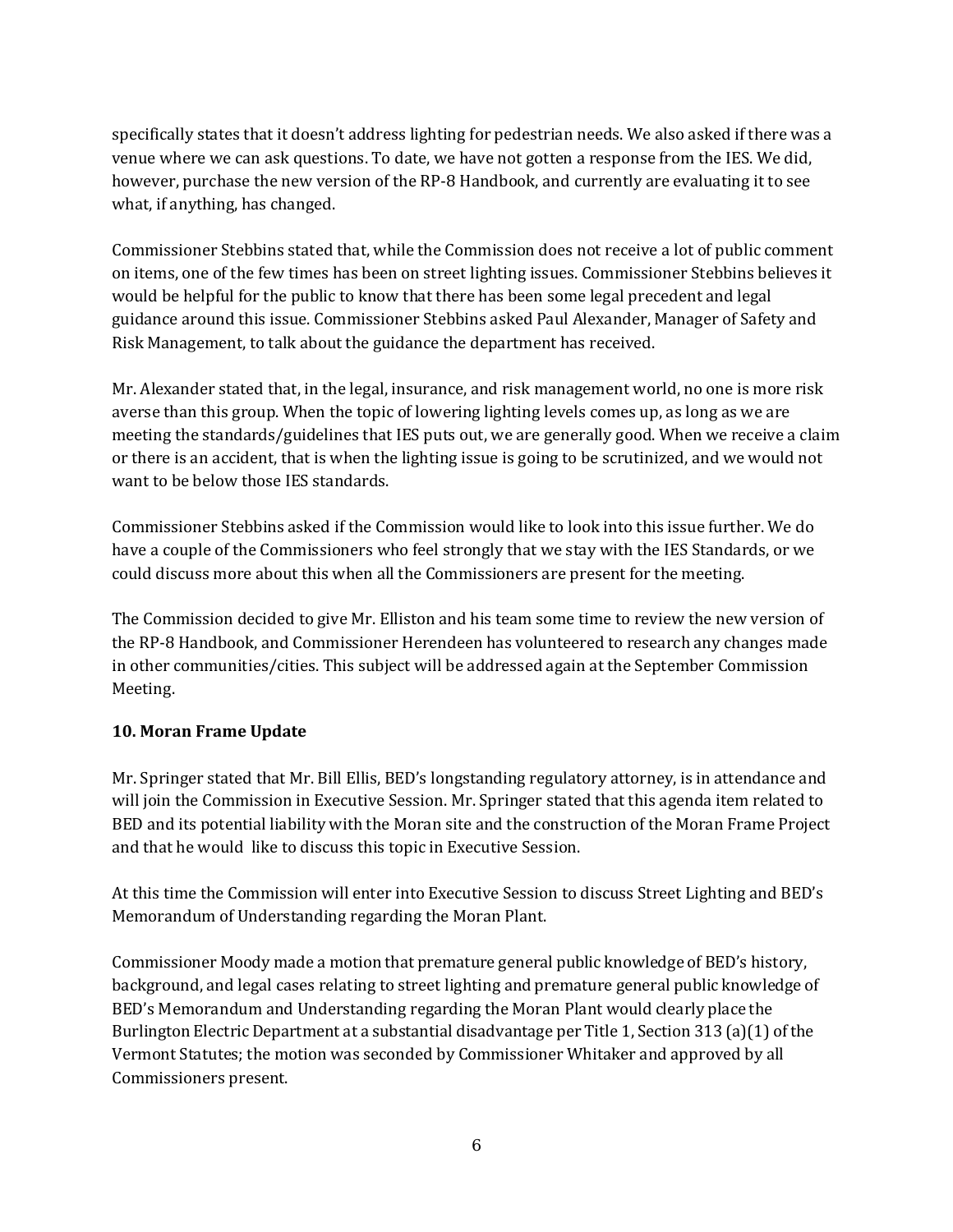specifically states that it doesn't address lighting for pedestrian needs. We also asked if there was a venue where we can ask questions. To date, we have not gotten a response from the IES. We did, however, purchase the new version of the RP-8 Handbook, and currently are evaluating it to see what, if anything, has changed.

Commissioner Stebbins stated that, while the Commission does not receive a lot of public comment on items, one of the few times has been on street lighting issues. Commissioner Stebbins believes it would be helpful for the public to know that there has been some legal precedent and legal guidance around this issue. Commissioner Stebbins asked Paul Alexander, Manager of Safety and Risk Management, to talk about the guidance the department has received.

Mr. Alexander stated that, in the legal, insurance, and risk management world, no one is more risk averse than this group. When the topic of lowering lighting levels comes up, as long as we are meeting the standards/guidelines that IES puts out, we are generally good. When we receive a claim or there is an accident, that is when the lighting issue is going to be scrutinized, and we would not want to be below those IES standards.

Commissioner Stebbins asked if the Commission would like to look into this issue further. We do have a couple of the Commissioners who feel strongly that we stay with the IES Standards, or we could discuss more about this when all the Commissioners are present for the meeting.

The Commission decided to give Mr. Elliston and his team some time to review the new version of the RP-8 Handbook, and Commissioner Herendeen has volunteered to research any changes made in other communities/cities. This subject will be addressed again at the September Commission Meeting.

**10. Moran Frame Update**

Mr. Springer stated that Mr. Bill Ellis, BED's longstanding regulatory attorney, is in attendance and will join the Commission in Executive Session. Mr. Springer stated that this agenda item related to BED and its potential liability with the Moran site and the construction of the Moran Frame Project and that he would like to discuss this topic in Executive Session.

At this time the Commission will enter into Executive Session to discuss Street Lighting and BED's Memorandum of Understanding regarding the Moran Plant.

Commissioner Moody made a motion that premature general public knowledge of BED's history, background, and legal cases relating to street lighting and premature general public knowledge of BED's Memorandum and Understanding regarding the Moran Plant would clearly place the Burlington Electric Department at a substantial disadvantage per Title 1, Section 313 (a)(1) of the Vermont Statutes; the motion was seconded by Commissioner Whitaker and approved by all Commissioners present.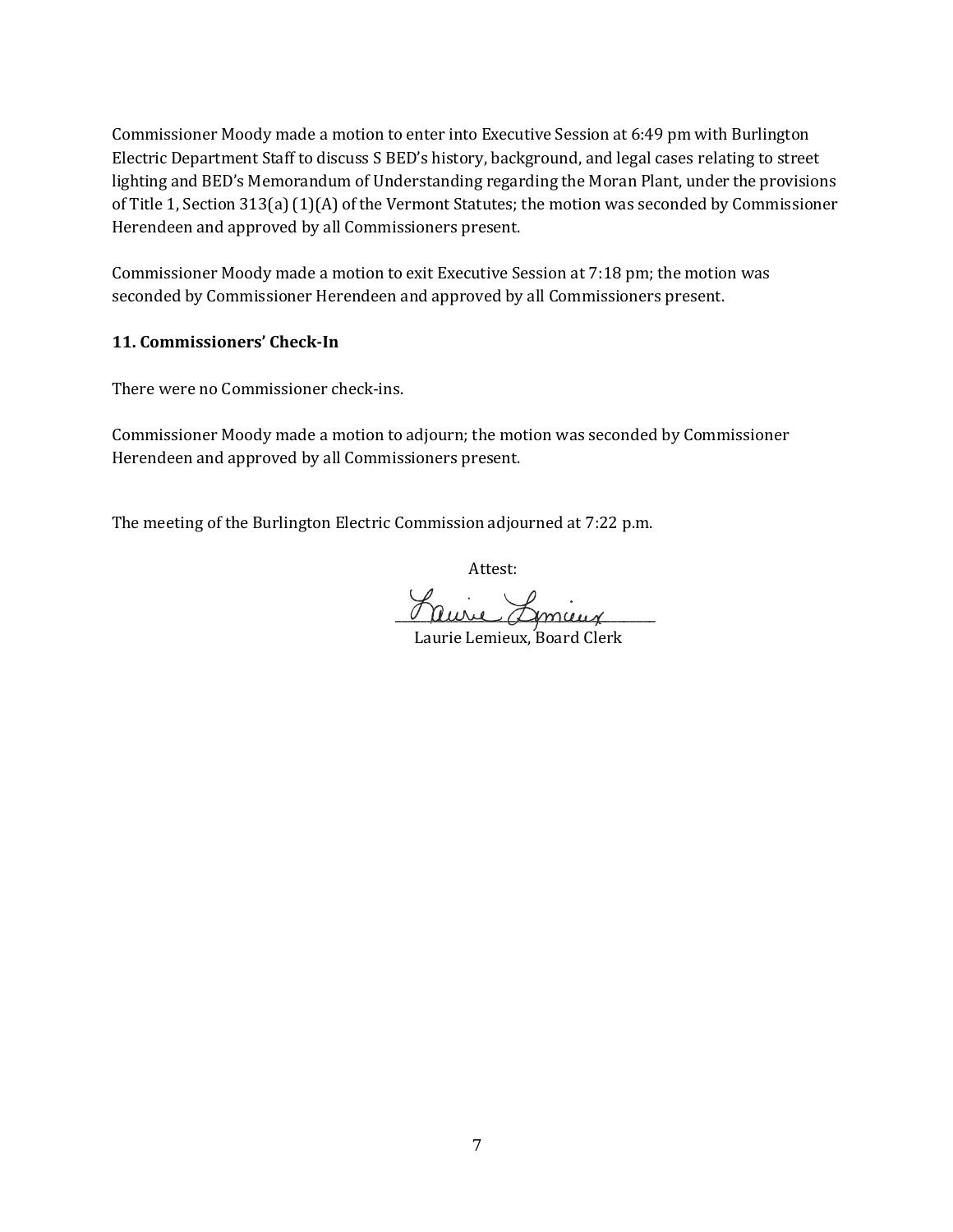Commissioner Moody made a motion to enter into Executive Session at 6:49 pm with Burlington Electric Department Staff to discuss S BED's history, background, and legal cases relating to street lighting and BED's Memorandum of Understanding regarding the Moran Plant, under the provisions of Title 1, Section 313(a) (1)(A) of the Vermont Statutes; the motion was seconded by Commissioner Herendeen and approved by all Commissioners present.

Commissioner Moody made a motion to exit Executive Session at 7:18 pm; the motion was seconded by Commissioner Herendeen and approved by all Commissioners present.

**11. Commissioners' Check-In**

There were no Commissioner check-ins.

Commissioner Moody made a motion to adjourn; the motion was seconded by Commissioner Herendeen and approved by all Commissioners present.

The meeting of the Burlington Electric Commission adjourned at 7:22 p.m.

Attest:

Laurie Lemieux

Laurie Lemieux, Board Clerk